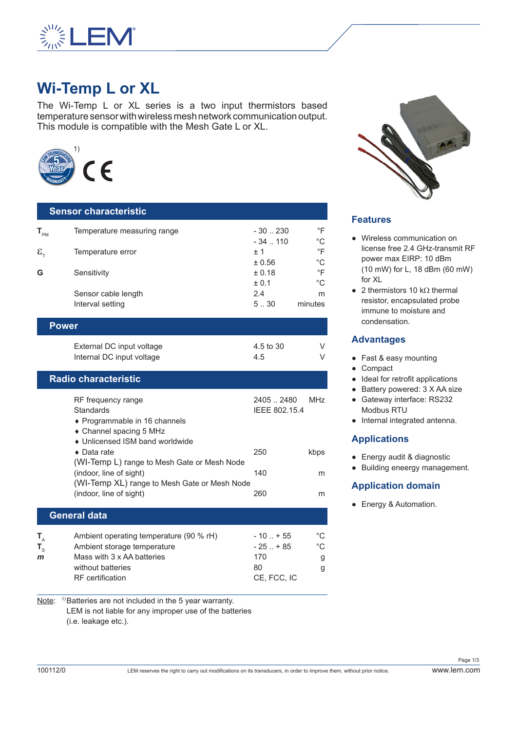# Wi-Temp L or XL

The Wi-Temp L or XL series is a two input thermistors based temperature sensor with wireless mesh network communication output. This module is compatible with the Mesh Gate L or XL.

1)

## Sensor characteristic

| | | | |
|---|---|---|---|
| $T_{PM}$ | Temperature measuring range | - 30 .. 230 | °F |
| | | - 34 .. 110 | °C |
| $\varepsilon_T$ | Temperature error | ± 1 | °F |
| | | ± 0.56 | °C |
| **G** | Sensitivity | ± 0.18 | °F |
| | | ± 0.1 | °C |
| | Sensor cable length | 2.4 | m |
| | Interval setting | 5 .. 30 | minutes |

## Power

| | | |
|---|---|---|
| External DC input voltage | 4.5 to 30 | V |
| Internal DC input voltage | 4.5 | V |

## Radio characteristic

| | | |
|---|---|---|
| RF frequency range | 2405 .. 2480 | MHz |
| Standards | IEEE 802.15.4 | |
| ♦ Programmable in 16 channels | | |
| ♦ Channel spacing 5 MHz | | |
| ♦ Unlicensed ISM band worldwide | | |
| ♦ Data rate | 250 | kbps |
| (WI-Temp L) range to Mesh Gate or Mesh Node (indoor, line of sight) | 140 | m |
| (WI-Temp XL) range to Mesh Gate or Mesh Node (indoor, line of sight) | 260 | m |

## General data

| | | | |
|---|---|---|---|
| $T_A$ | Ambient operating temperature (90 % rH) | - 10 .. + 55 | °C |
| $T_S$ | Ambient storage temperature | - 25 .. + 85 | °C |
| *m* | Mass with 3 x AA batteries | 170 | g |
| | without batteries | 80 | g |
| | RF certification | CE, FCC, IC | |

Note: [1)] Batteries are not included in the 5 year warranty.
LEM is not liable for any improper use of the batteries (i.e. leakage etc.).

## Features

- Wireless communication on license free 2.4 GHz-transmit RF power max EIRP: 10 dBm (10 mW) for L, 18 dBm (60 mW) for XL
- 2 thermistors 10 kΩ thermal resistor, encapsulated probe immune to moisture and condensation.

## Advantages

- Fast & easy mounting
- Compact
- Ideal for retrofit applications
- Battery powered: 3 X AA size
- Gateway interface: RS232 Modbus RTU
- Internal integrated antenna.

## Applications

- Energy audit & diagnostic
- Building eneergy management.

## Application domain

- Energy & Automation.

100112/0 LEM reserves the right to carry out modifications on its transducers, in order to improve them, without prior notice. www.lem.com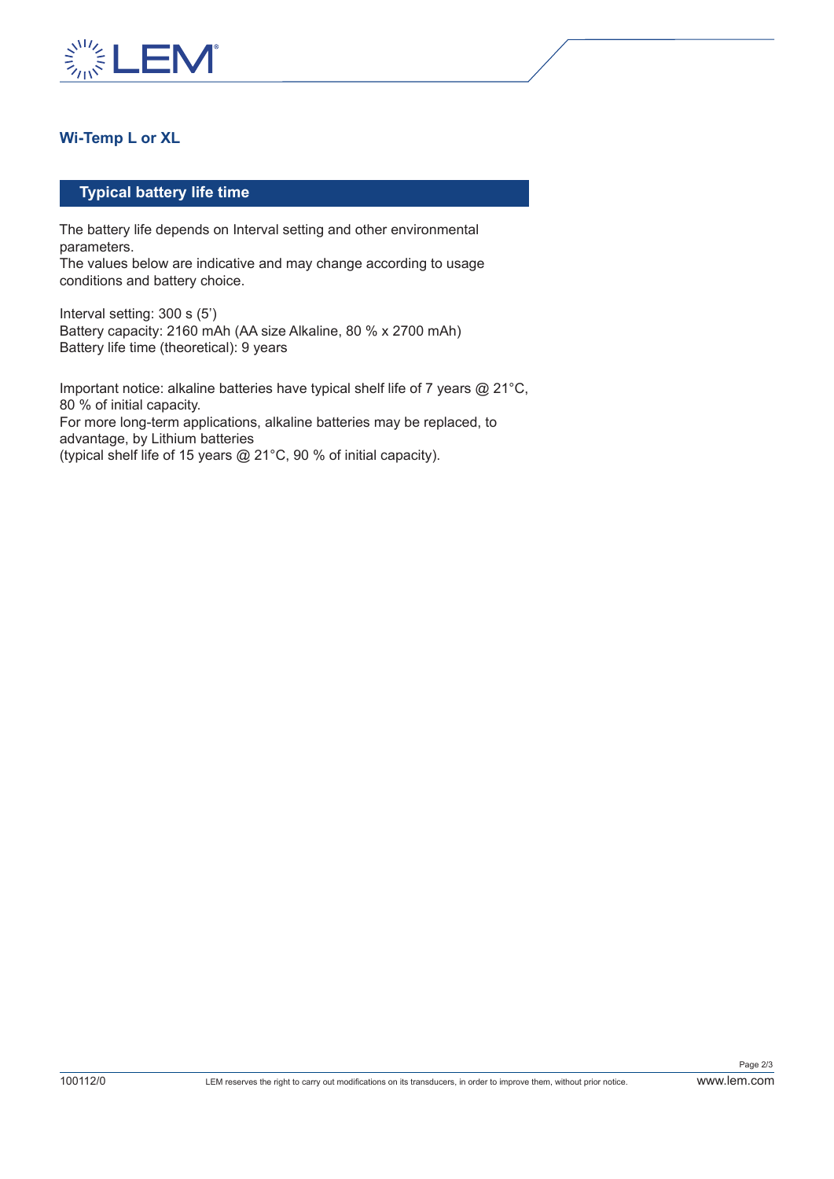## Wi-Temp L or XL

### Typical battery life time

The battery life depends on Interval setting and other environmental parameters.
The values below are indicative and may change according to usage conditions and battery choice.

Interval setting: 300 s (5')
Battery capacity: 2160 mAh (AA size Alkaline, 80 % x 2700 mAh)
Battery life time (theoretical): 9 years

Important notice: alkaline batteries have typical shelf life of 7 years @ 21°C, 80 % of initial capacity.
For more long-term applications, alkaline batteries may be replaced, to advantage, by Lithium batteries
(typical shelf life of 15 years @ 21°C, 90 % of initial capacity).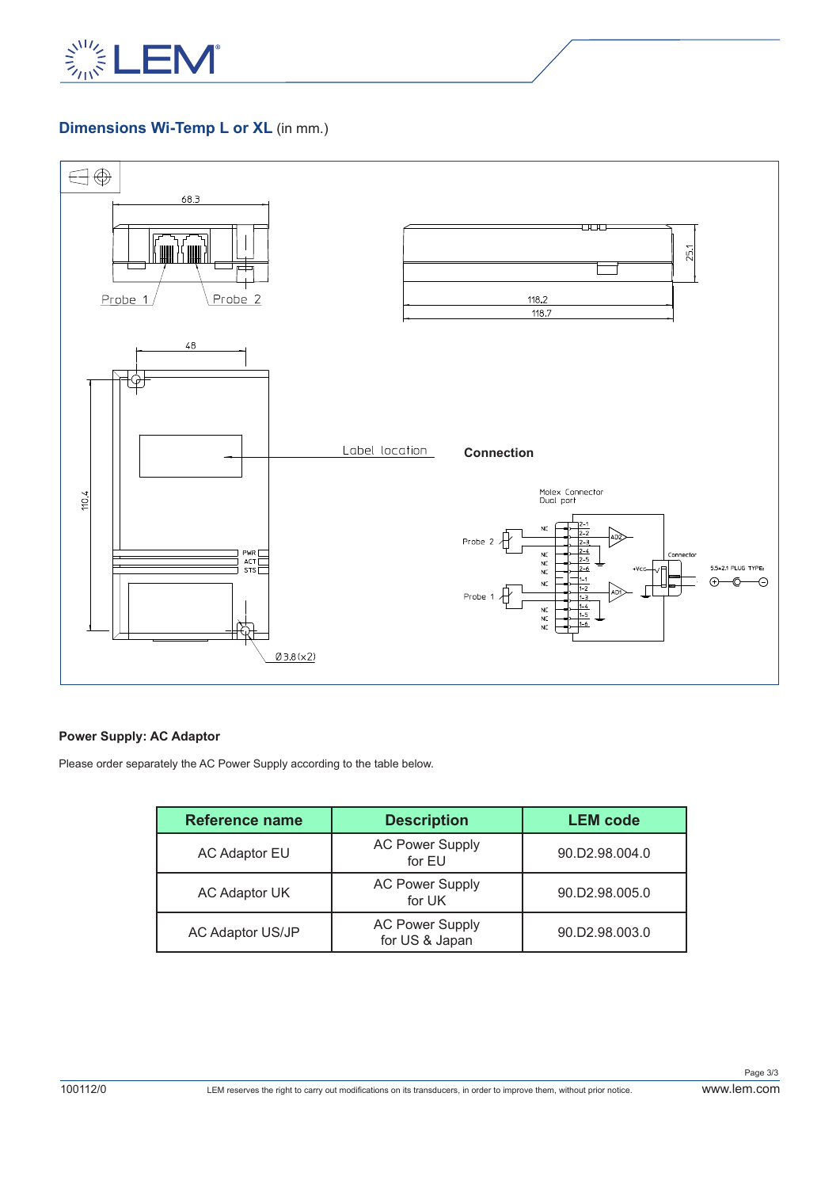## Dimensions Wi-Temp L or XL (in mm.)

68.3

Probe 1

Probe 2

25.1

118.2

118.7

48

110.4

Label location

PWR

ACT

STS

Ø3.8 (x2)

**Connection**

Molex Connector
Dual port

Probe 2

Probe 1

NC

2-1
2-2
2-3
2-4
2-5
2-6
1-1
1-2
1-3
1-4
1-5
1-6

AD2

AD1

+Vcc

Connector

5.5x2.1 PLUG TYPE:

**Power Supply: AC Adaptor**

Please order separately the AC Power Supply according to the table below.

| Reference name | Description | LEM code |
|---|---|---|
| AC Adaptor EU | AC Power Supply for EU | 90.D2.98.004.0 |
| AC Adaptor UK | AC Power Supply for UK | 90.D2.98.005.0 |
| AC Adaptor US/JP | AC Power Supply for US & Japan | 90.D2.98.003.0 |

100112/0

LEM reserves the right to carry out modifications on its transducers, in order to improve them, without prior notice.

www.lem.com